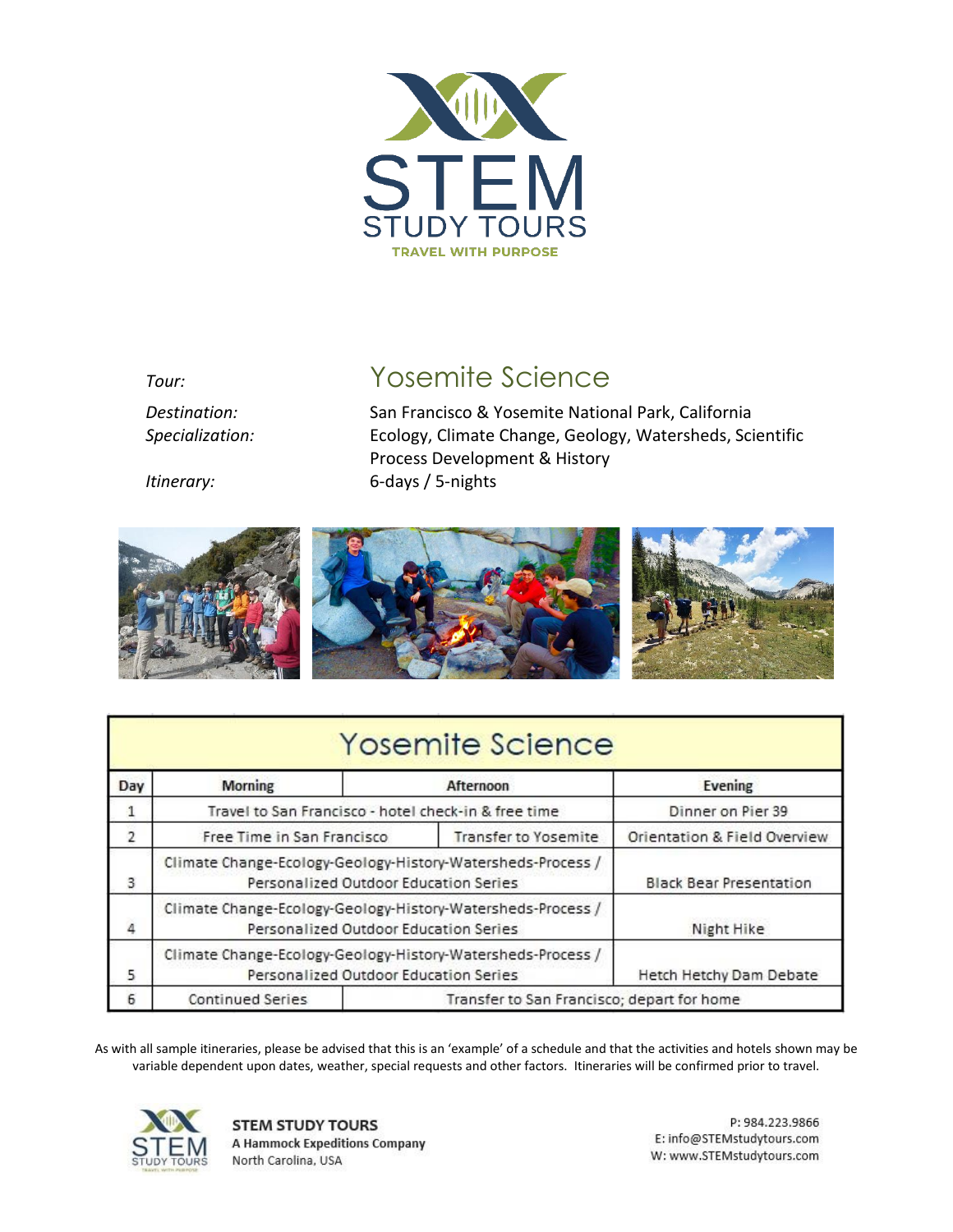STEM STUDY TOURS

TRAVEL WITH PURPOSE

*Tour:* **Yosemite Science**

*Destination:* San Francisco & Yosemite National Park, California

*Specialization:* Ecology, Climate Change, Geology, Watersheds, Scientific Process Development & History

*Itinerary:* 6-days / 5-nights

## Yosemite Science

| Day | Morning | Afternoon | | Evening |
|---|---|---|---|---|
| 1 | Travel to San Francisco - hotel check-in & free time | | | Dinner on Pier 39 |
| 2 | Free Time in San Francisco | | Transfer to Yosemite | Orientation & Field Overview |
| 3 | Climate Change-Ecology-Geology-History-Watersheds-Process / Personalized Outdoor Education Series | | | Black Bear Presentation |
| 4 | Climate Change-Ecology-Geology-History-Watersheds-Process / Personalized Outdoor Education Series | | | Night Hike |
| 5 | Climate Change-Ecology-Geology-History-Watersheds-Process / Personalized Outdoor Education Series | | | Hetch Hetchy Dam Debate |
| 6 | Continued Series | Transfer to San Francisco; depart for home | | |

As with all sample itineraries, please be advised that this is an 'example' of a schedule and that the activities and hotels shown may be variable dependent upon dates, weather, special requests and other factors. Itineraries will be confirmed prior to travel.

**STEM STUDY TOURS**
**A Hammock Expeditions Company**
North Carolina, USA

P: 984.223.9866
E: info@STEMstudytours.com
W: www.STEMstudytours.com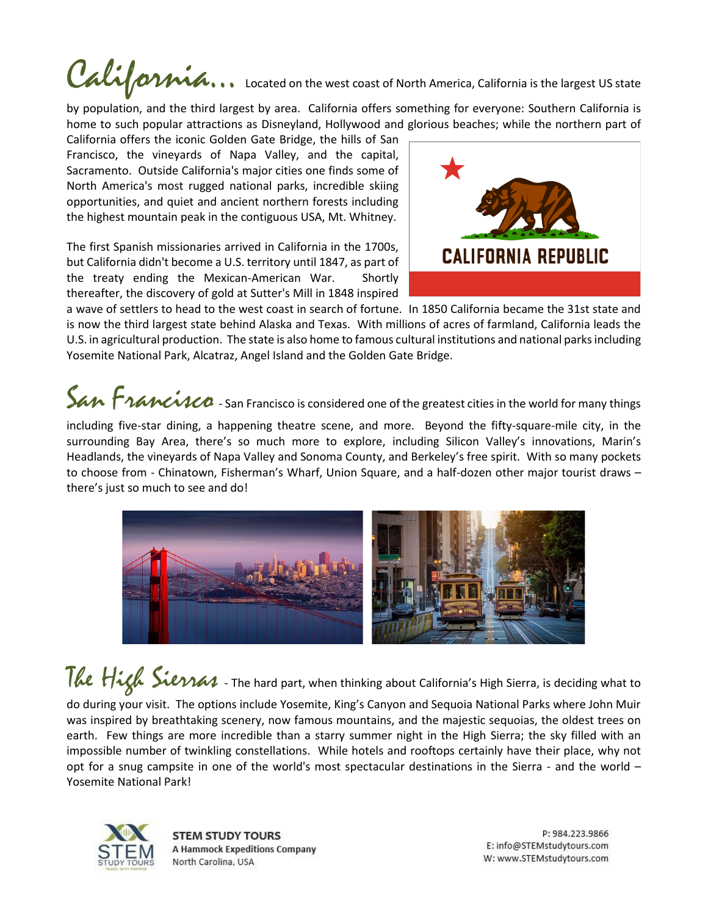# California…

Located on the west coast of North America, California is the largest US state by population, and the third largest by area. California offers something for everyone: Southern California is home to such popular attractions as Disneyland, Hollywood and glorious beaches; while the northern part of California offers the iconic Golden Gate Bridge, the hills of San Francisco, the vineyards of Napa Valley, and the capital, Sacramento. Outside California's major cities one finds some of North America's most rugged national parks, incredible skiing opportunities, and quiet and ancient northern forests including the highest mountain peak in the contiguous USA, Mt. Whitney.

The first Spanish missionaries arrived in California in the 1700s, but California didn't become a U.S. territory until 1847, as part of the treaty ending the Mexican-American War. Shortly thereafter, the discovery of gold at Sutter's Mill in 1848 inspired a wave of settlers to head to the west coast in search of fortune. In 1850 California became the 31st state and is now the third largest state behind Alaska and Texas. With millions of acres of farmland, California leads the U.S. in agricultural production. The state is also home to famous cultural institutions and national parks including Yosemite National Park, Alcatraz, Angel Island and the Golden Gate Bridge.

# San Francisco

- San Francisco is considered one of the greatest cities in the world for many things including five-star dining, a happening theatre scene, and more. Beyond the fifty-square-mile city, in the surrounding Bay Area, there's so much more to explore, including Silicon Valley's innovations, Marin's Headlands, the vineyards of Napa Valley and Sonoma County, and Berkeley's free spirit. With so many pockets to choose from - Chinatown, Fisherman's Wharf, Union Square, and a half-dozen other major tourist draws – there's just so much to see and do!

# The High Sierras

- The hard part, when thinking about California's High Sierra, is deciding what to do during your visit. The options include Yosemite, King's Canyon and Sequoia National Parks where John Muir was inspired by breathtaking scenery, now famous mountains, and the majestic sequoias, the oldest trees on earth. Few things are more incredible than a starry summer night in the High Sierra; the sky filled with an impossible number of twinkling constellations. While hotels and rooftops certainly have their place, why not opt for a snug campsite in one of the world's most spectacular destinations in the Sierra - and the world – Yosemite National Park!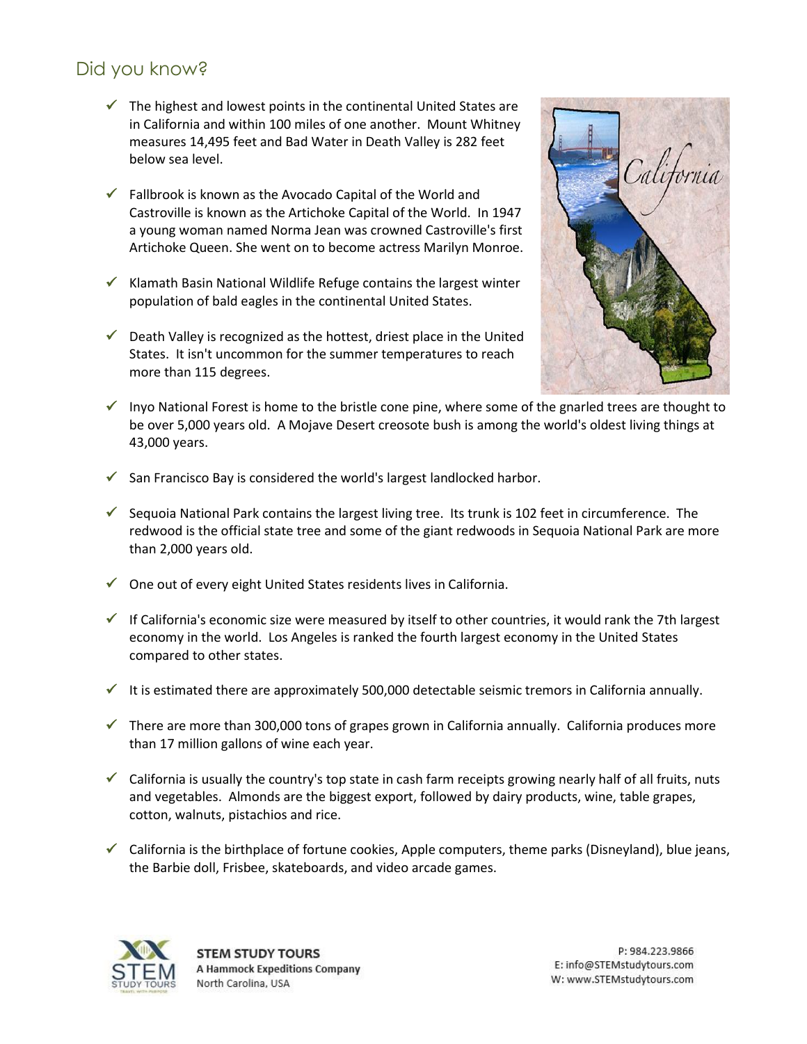## Did you know?

- The highest and lowest points in the continental United States are in California and within 100 miles of one another. Mount Whitney measures 14,495 feet and Bad Water in Death Valley is 282 feet below sea level.
- Fallbrook is known as the Avocado Capital of the World and Castroville is known as the Artichoke Capital of the World. In 1947 a young woman named Norma Jean was crowned Castroville's first Artichoke Queen. She went on to become actress Marilyn Monroe.
- Klamath Basin National Wildlife Refuge contains the largest winter population of bald eagles in the continental United States.
- Death Valley is recognized as the hottest, driest place in the United States. It isn't uncommon for the summer temperatures to reach more than 115 degrees.
- Inyo National Forest is home to the bristle cone pine, where some of the gnarled trees are thought to be over 5,000 years old. A Mojave Desert creosote bush is among the world's oldest living things at 43,000 years.
- San Francisco Bay is considered the world's largest landlocked harbor.
- Sequoia National Park contains the largest living tree. Its trunk is 102 feet in circumference. The redwood is the official state tree and some of the giant redwoods in Sequoia National Park are more than 2,000 years old.
- One out of every eight United States residents lives in California.
- If California's economic size were measured by itself to other countries, it would rank the 7th largest economy in the world. Los Angeles is ranked the fourth largest economy in the United States compared to other states.
- It is estimated there are approximately 500,000 detectable seismic tremors in California annually.
- There are more than 300,000 tons of grapes grown in California annually. California produces more than 17 million gallons of wine each year.
- California is usually the country's top state in cash farm receipts growing nearly half of all fruits, nuts and vegetables. Almonds are the biggest export, followed by dairy products, wine, table grapes, cotton, walnuts, pistachios and rice.
- California is the birthplace of fortune cookies, Apple computers, theme parks (Disneyland), blue jeans, the Barbie doll, Frisbee, skateboards, and video arcade games.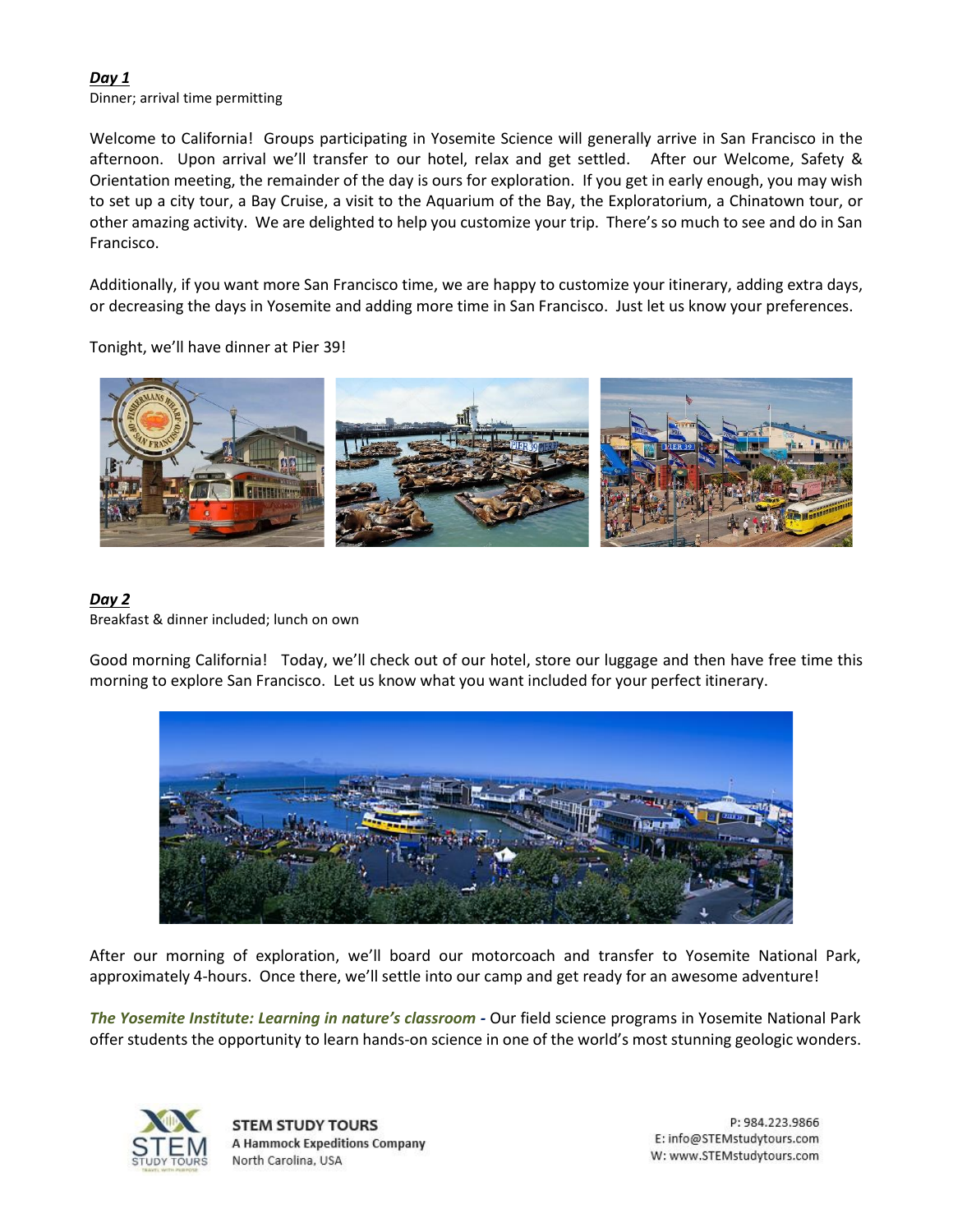***Day 1***

Dinner; arrival time permitting

Welcome to California! Groups participating in Yosemite Science will generally arrive in San Francisco in the afternoon. Upon arrival we'll transfer to our hotel, relax and get settled. After our Welcome, Safety & Orientation meeting, the remainder of the day is ours for exploration. If you get in early enough, you may wish to set up a city tour, a Bay Cruise, a visit to the Aquarium of the Bay, the Exploratorium, a Chinatown tour, or other amazing activity. We are delighted to help you customize your trip. There's so much to see and do in San Francisco.

Additionally, if you want more San Francisco time, we are happy to customize your itinerary, adding extra days, or decreasing the days in Yosemite and adding more time in San Francisco. Just let us know your preferences.

Tonight, we'll have dinner at Pier 39!

***Day 2***

Breakfast & dinner included; lunch on own

Good morning California! Today, we'll check out of our hotel, store our luggage and then have free time this morning to explore San Francisco. Let us know what you want included for your perfect itinerary.

After our morning of exploration, we'll board our motorcoach and transfer to Yosemite National Park, approximately 4-hours. Once there, we'll settle into our camp and get ready for an awesome adventure!

***The Yosemite Institute: Learning in nature's classroom*** - Our field science programs in Yosemite National Park offer students the opportunity to learn hands-on science in one of the world's most stunning geologic wonders.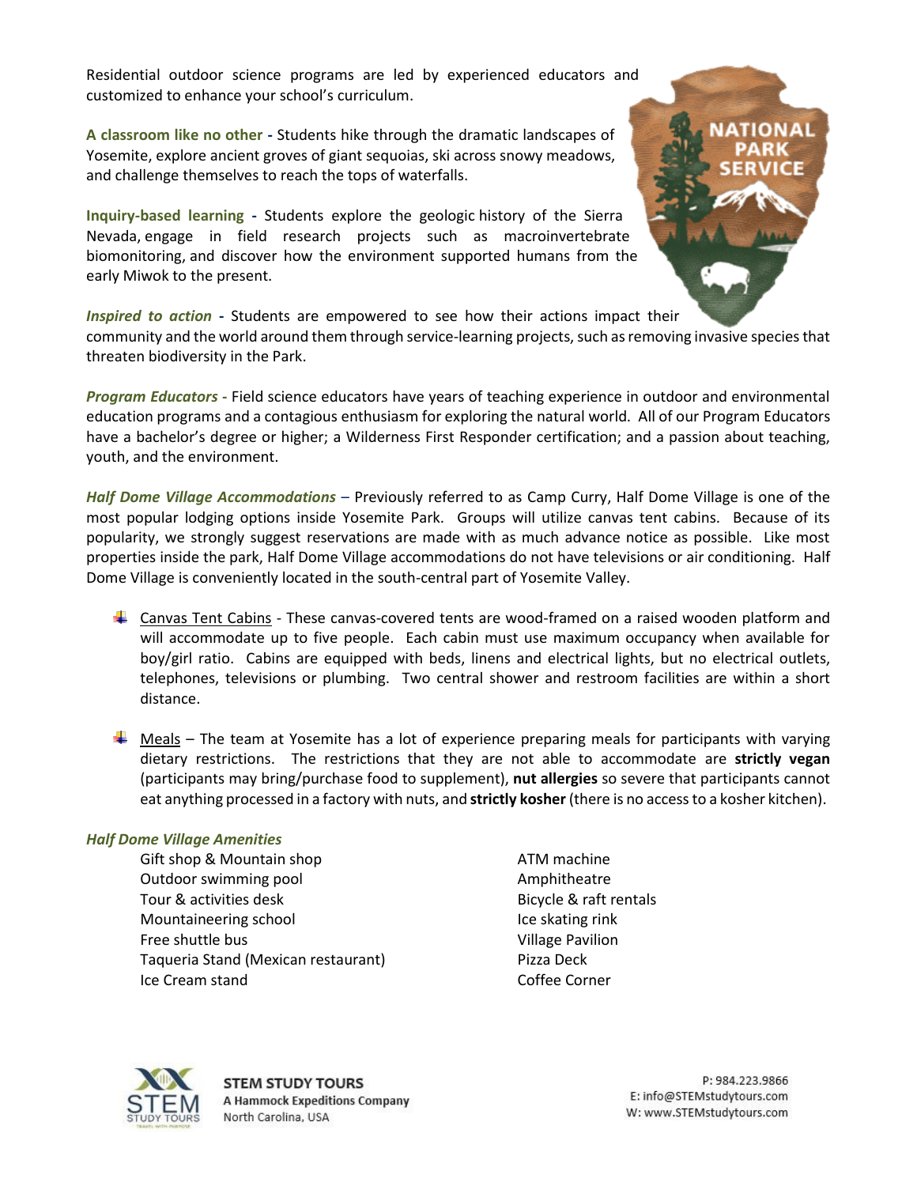Residential outdoor science programs are led by experienced educators and customized to enhance your school's curriculum.

**A classroom like no other -** Students hike through the dramatic landscapes of Yosemite, explore ancient groves of giant sequoias, ski across snowy meadows, and challenge themselves to reach the tops of waterfalls.

**Inquiry-based learning -** Students explore the geologic history of the Sierra Nevada, engage in field research projects such as macroinvertebrate biomonitoring, and discover how the environment supported humans from the early Miwok to the present.

***Inspired to action* -** Students are empowered to see how their actions impact their community and the world around them through service-learning projects, such as removing invasive species that threaten biodiversity in the Park.

***Program Educators* -** Field science educators have years of teaching experience in outdoor and environmental education programs and a contagious enthusiasm for exploring the natural world. All of our Program Educators have a bachelor's degree or higher; a Wilderness First Responder certification; and a passion about teaching, youth, and the environment.

***Half Dome Village Accommodations*** – Previously referred to as Camp Curry, Half Dome Village is one of the most popular lodging options inside Yosemite Park. Groups will utilize canvas tent cabins. Because of its popularity, we strongly suggest reservations are made with as much advance notice as possible. Like most properties inside the park, Half Dome Village accommodations do not have televisions or air conditioning. Half Dome Village is conveniently located in the south-central part of Yosemite Valley.

- Canvas Tent Cabins - These canvas-covered tents are wood-framed on a raised wooden platform and will accommodate up to five people. Each cabin must use maximum occupancy when available for boy/girl ratio. Cabins are equipped with beds, linens and electrical lights, but no electrical outlets, telephones, televisions or plumbing. Two central shower and restroom facilities are within a short distance.

- Meals – The team at Yosemite has a lot of experience preparing meals for participants with varying dietary restrictions. The restrictions that they are not able to accommodate are **strictly vegan** (participants may bring/purchase food to supplement), **nut allergies** so severe that participants cannot eat anything processed in a factory with nuts, and **strictly kosher** (there is no access to a kosher kitchen).

***Half Dome Village Amenities***

- Gift shop & Mountain shop
- Outdoor swimming pool
- Tour & activities desk
- Mountaineering school
- Free shuttle bus
- Taqueria Stand (Mexican restaurant)
- Ice Cream stand
- ATM machine
- Amphitheatre
- Bicycle & raft rentals
- Ice skating rink
- Village Pavilion
- Pizza Deck
- Coffee Corner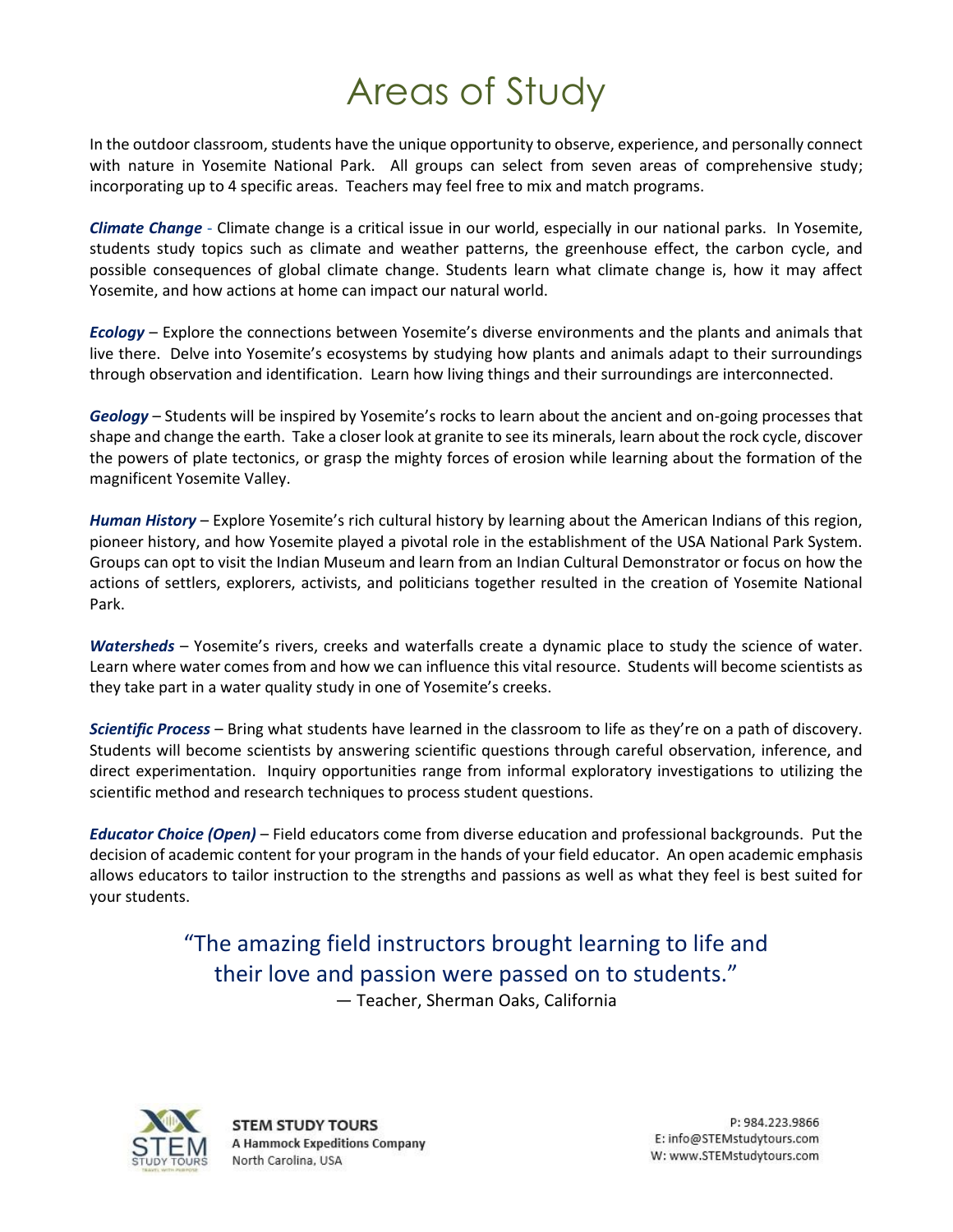# Areas of Study

In the outdoor classroom, students have the unique opportunity to observe, experience, and personally connect with nature in Yosemite National Park. All groups can select from seven areas of comprehensive study; incorporating up to 4 specific areas. Teachers may feel free to mix and match programs.

***Climate Change*** - Climate change is a critical issue in our world, especially in our national parks. In Yosemite, students study topics such as climate and weather patterns, the greenhouse effect, the carbon cycle, and possible consequences of global climate change. Students learn what climate change is, how it may affect Yosemite, and how actions at home can impact our natural world.

***Ecology*** – Explore the connections between Yosemite's diverse environments and the plants and animals that live there. Delve into Yosemite's ecosystems by studying how plants and animals adapt to their surroundings through observation and identification. Learn how living things and their surroundings are interconnected.

***Geology*** – Students will be inspired by Yosemite's rocks to learn about the ancient and on-going processes that shape and change the earth. Take a closer look at granite to see its minerals, learn about the rock cycle, discover the powers of plate tectonics, or grasp the mighty forces of erosion while learning about the formation of the magnificent Yosemite Valley.

***Human History*** – Explore Yosemite's rich cultural history by learning about the American Indians of this region, pioneer history, and how Yosemite played a pivotal role in the establishment of the USA National Park System. Groups can opt to visit the Indian Museum and learn from an Indian Cultural Demonstrator or focus on how the actions of settlers, explorers, activists, and politicians together resulted in the creation of Yosemite National Park.

***Watersheds*** – Yosemite's rivers, creeks and waterfalls create a dynamic place to study the science of water. Learn where water comes from and how we can influence this vital resource. Students will become scientists as they take part in a water quality study in one of Yosemite's creeks.

***Scientific Process*** – Bring what students have learned in the classroom to life as they're on a path of discovery. Students will become scientists by answering scientific questions through careful observation, inference, and direct experimentation. Inquiry opportunities range from informal exploratory investigations to utilizing the scientific method and research techniques to process student questions.

***Educator Choice (Open)*** – Field educators come from diverse education and professional backgrounds. Put the decision of academic content for your program in the hands of your field educator. An open academic emphasis allows educators to tailor instruction to the strengths and passions as well as what they feel is best suited for your students.

"The amazing field instructors brought learning to life and their love and passion were passed on to students."
— Teacher, Sherman Oaks, California

**STEM STUDY TOURS**
**A Hammock Expeditions Company**
North Carolina, USA

P: 984.223.9866
E: info@STEMstudytours.com
W: www.STEMstudytours.com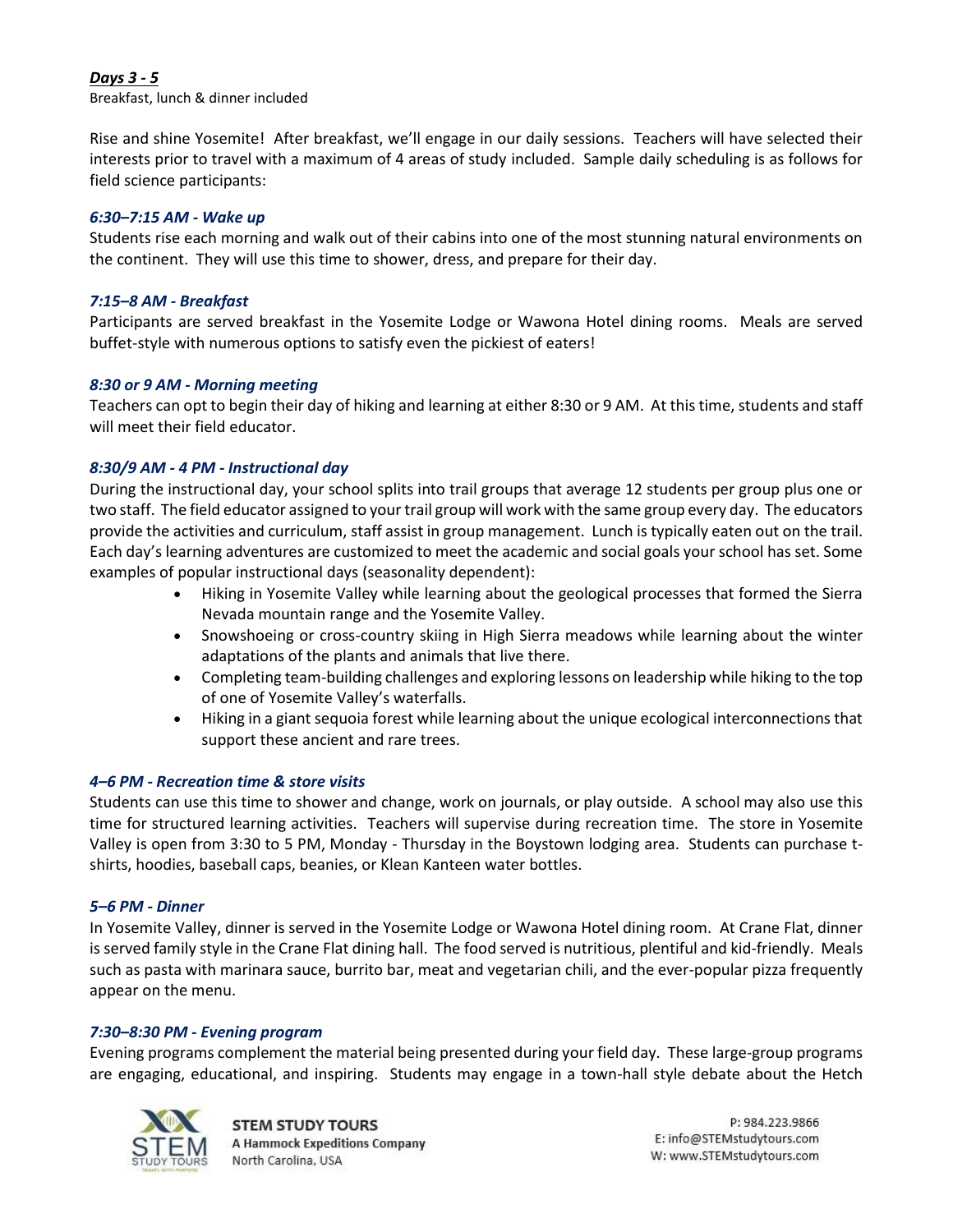***Days 3 - 5***

Breakfast, lunch & dinner included

Rise and shine Yosemite! After breakfast, we'll engage in our daily sessions. Teachers will have selected their interests prior to travel with a maximum of 4 areas of study included. Sample daily scheduling is as follows for field science participants:

***6:30–7:15 AM - Wake up***

Students rise each morning and walk out of their cabins into one of the most stunning natural environments on the continent. They will use this time to shower, dress, and prepare for their day.

***7:15–8 AM - Breakfast***

Participants are served breakfast in the Yosemite Lodge or Wawona Hotel dining rooms. Meals are served buffet-style with numerous options to satisfy even the pickiest of eaters!

***8:30 or 9 AM - Morning meeting***

Teachers can opt to begin their day of hiking and learning at either 8:30 or 9 AM. At this time, students and staff will meet their field educator.

***8:30/9 AM - 4 PM - Instructional day***

During the instructional day, your school splits into trail groups that average 12 students per group plus one or two staff. The field educator assigned to your trail group will work with the same group every day. The educators provide the activities and curriculum, staff assist in group management. Lunch is typically eaten out on the trail. Each day's learning adventures are customized to meet the academic and social goals your school has set. Some examples of popular instructional days (seasonality dependent):

- Hiking in Yosemite Valley while learning about the geological processes that formed the Sierra Nevada mountain range and the Yosemite Valley.
- Snowshoeing or cross-country skiing in High Sierra meadows while learning about the winter adaptations of the plants and animals that live there.
- Completing team-building challenges and exploring lessons on leadership while hiking to the top of one of Yosemite Valley's waterfalls.
- Hiking in a giant sequoia forest while learning about the unique ecological interconnections that support these ancient and rare trees.

***4–6 PM - Recreation time & store visits***

Students can use this time to shower and change, work on journals, or play outside. A school may also use this time for structured learning activities. Teachers will supervise during recreation time. The store in Yosemite Valley is open from 3:30 to 5 PM, Monday - Thursday in the Boystown lodging area. Students can purchase t-shirts, hoodies, baseball caps, beanies, or Klean Kanteen water bottles.

***5–6 PM - Dinner***

In Yosemite Valley, dinner is served in the Yosemite Lodge or Wawona Hotel dining room. At Crane Flat, dinner is served family style in the Crane Flat dining hall. The food served is nutritious, plentiful and kid-friendly. Meals such as pasta with marinara sauce, burrito bar, meat and vegetarian chili, and the ever-popular pizza frequently appear on the menu.

***7:30–8:30 PM - Evening program***

Evening programs complement the material being presented during your field day. These large-group programs are engaging, educational, and inspiring. Students may engage in a town-hall style debate about the Hetch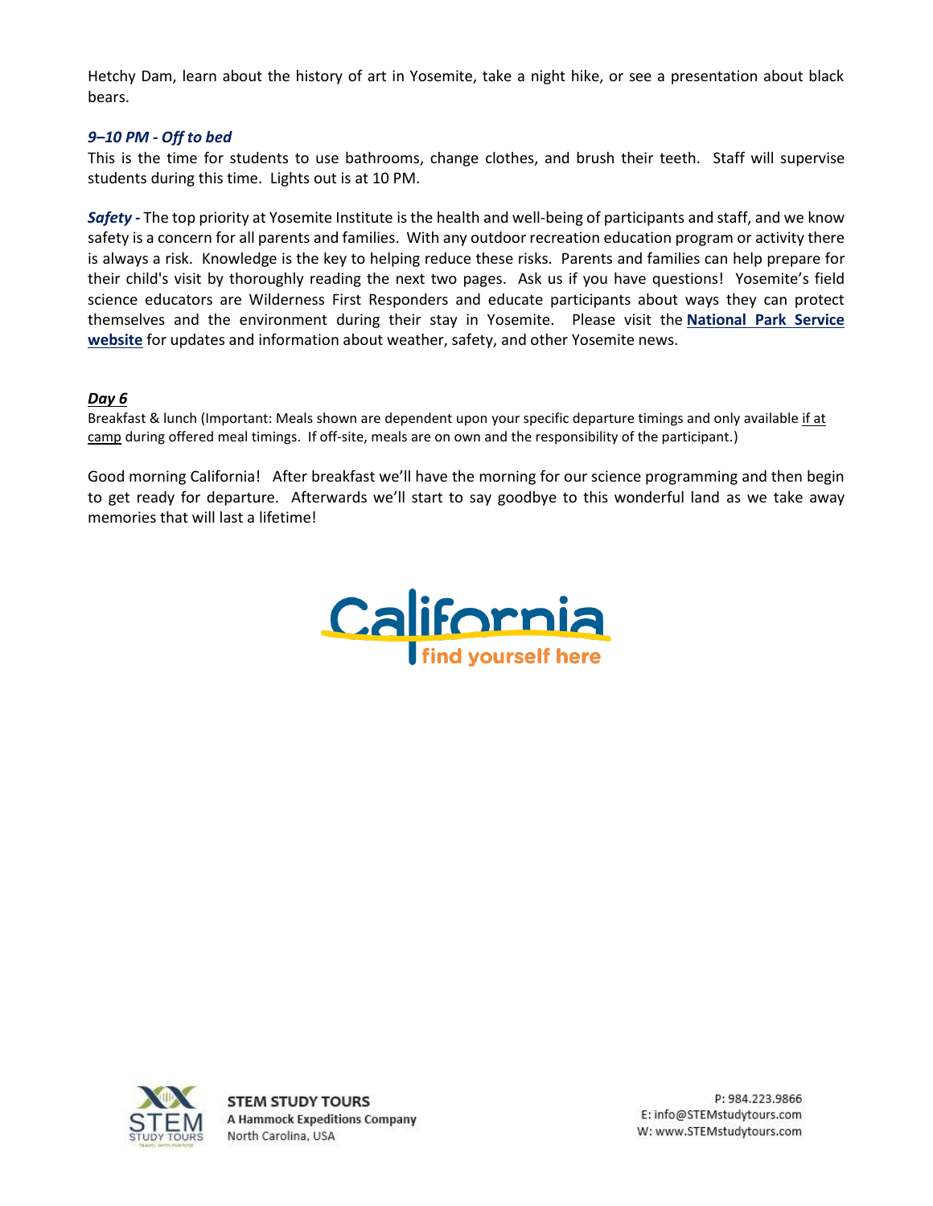Hetchy Dam, learn about the history of art in Yosemite, take a night hike, or see a presentation about black bears.

***9–10 PM - Off to bed***

This is the time for students to use bathrooms, change clothes, and brush their teeth. Staff will supervise students during this time. Lights out is at 10 PM.

***Safety -*** The top priority at Yosemite Institute is the health and well-being of participants and staff, and we know safety is a concern for all parents and families. With any outdoor recreation education program or activity there is always a risk. Knowledge is the key to helping reduce these risks. Parents and families can help prepare for their child's visit by thoroughly reading the next two pages. Ask us if you have questions! Yosemite's field science educators are Wilderness First Responders and educate participants about ways they can protect themselves and the environment during their stay in Yosemite. Please visit the **National Park Service website** for updates and information about weather, safety, and other Yosemite news.

***Day 6***

Breakfast & lunch (Important: Meals shown are dependent upon your specific departure timings and only available if at camp during offered meal timings. If off-site, meals are on own and the responsibility of the participant.)

Good morning California! After breakfast we'll have the morning for our science programming and then begin to get ready for departure. Afterwards we'll start to say goodbye to this wonderful land as we take away memories that will last a lifetime!

California find yourself here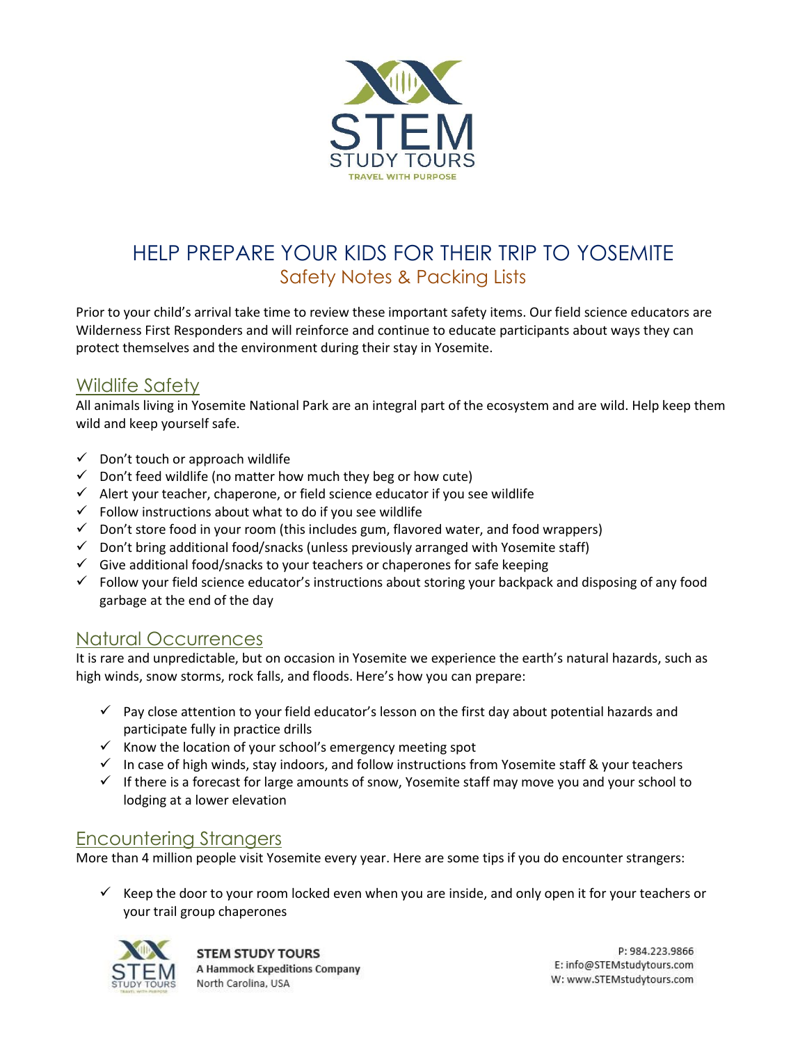# HELP PREPARE YOUR KIDS FOR THEIR TRIP TO YOSEMITE

## Safety Notes & Packing Lists

Prior to your child's arrival take time to review these important safety items. Our field science educators are Wilderness First Responders and will reinforce and continue to educate participants about ways they can protect themselves and the environment during their stay in Yosemite.

## Wildlife Safety

All animals living in Yosemite National Park are an integral part of the ecosystem and are wild. Help keep them wild and keep yourself safe.

- ✓ Don't touch or approach wildlife
- ✓ Don't feed wildlife (no matter how much they beg or how cute)
- ✓ Alert your teacher, chaperone, or field science educator if you see wildlife
- ✓ Follow instructions about what to do if you see wildlife
- ✓ Don't store food in your room (this includes gum, flavored water, and food wrappers)
- ✓ Don't bring additional food/snacks (unless previously arranged with Yosemite staff)
- ✓ Give additional food/snacks to your teachers or chaperones for safe keeping
- ✓ Follow your field science educator's instructions about storing your backpack and disposing of any food garbage at the end of the day

## Natural Occurrences

It is rare and unpredictable, but on occasion in Yosemite we experience the earth's natural hazards, such as high winds, snow storms, rock falls, and floods. Here's how you can prepare:

- ✓ Pay close attention to your field educator's lesson on the first day about potential hazards and participate fully in practice drills
- ✓ Know the location of your school's emergency meeting spot
- ✓ In case of high winds, stay indoors, and follow instructions from Yosemite staff & your teachers
- ✓ If there is a forecast for large amounts of snow, Yosemite staff may move you and your school to lodging at a lower elevation

## Encountering Strangers

More than 4 million people visit Yosemite every year. Here are some tips if you do encounter strangers:

- ✓ Keep the door to your room locked even when you are inside, and only open it for your teachers or your trail group chaperones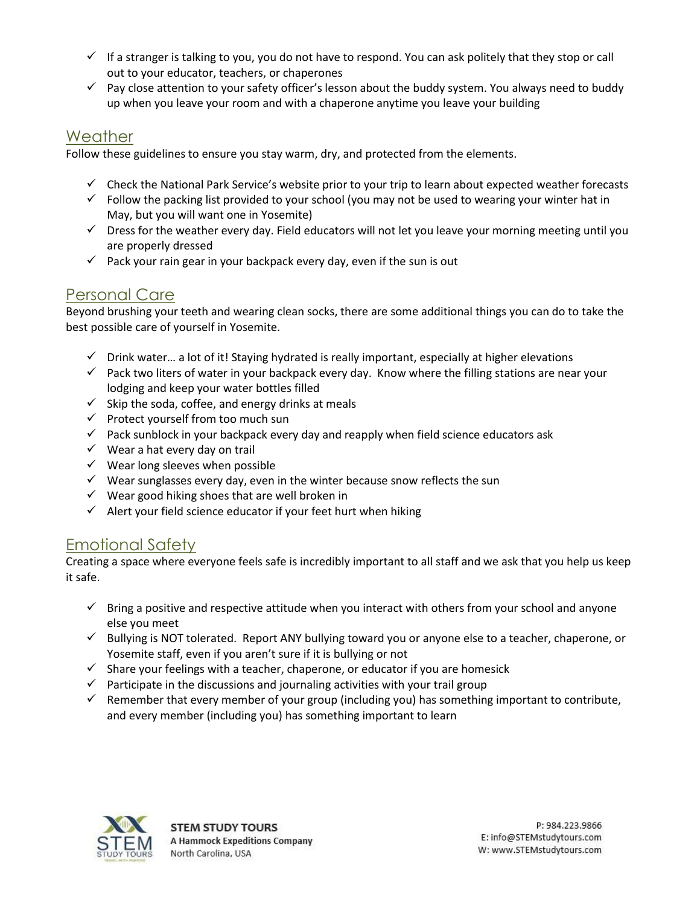- If a stranger is talking to you, you do not have to respond. You can ask politely that they stop or call out to your educator, teachers, or chaperones
- Pay close attention to your safety officer's lesson about the buddy system. You always need to buddy up when you leave your room and with a chaperone anytime you leave your building

## Weather

Follow these guidelines to ensure you stay warm, dry, and protected from the elements.

- Check the National Park Service's website prior to your trip to learn about expected weather forecasts
- Follow the packing list provided to your school (you may not be used to wearing your winter hat in May, but you will want one in Yosemite)
- Dress for the weather every day. Field educators will not let you leave your morning meeting until you are properly dressed
- Pack your rain gear in your backpack every day, even if the sun is out

## Personal Care

Beyond brushing your teeth and wearing clean socks, there are some additional things you can do to take the best possible care of yourself in Yosemite.

- Drink water… a lot of it! Staying hydrated is really important, especially at higher elevations
- Pack two liters of water in your backpack every day. Know where the filling stations are near your lodging and keep your water bottles filled
- Skip the soda, coffee, and energy drinks at meals
- Protect yourself from too much sun
- Pack sunblock in your backpack every day and reapply when field science educators ask
- Wear a hat every day on trail
- Wear long sleeves when possible
- Wear sunglasses every day, even in the winter because snow reflects the sun
- Wear good hiking shoes that are well broken in
- Alert your field science educator if your feet hurt when hiking

## Emotional Safety

Creating a space where everyone feels safe is incredibly important to all staff and we ask that you help us keep it safe.

- Bring a positive and respective attitude when you interact with others from your school and anyone else you meet
- Bullying is NOT tolerated. Report ANY bullying toward you or anyone else to a teacher, chaperone, or Yosemite staff, even if you aren't sure if it is bullying or not
- Share your feelings with a teacher, chaperone, or educator if you are homesick
- Participate in the discussions and journaling activities with your trail group
- Remember that every member of your group (including you) has something important to contribute, and every member (including you) has something important to learn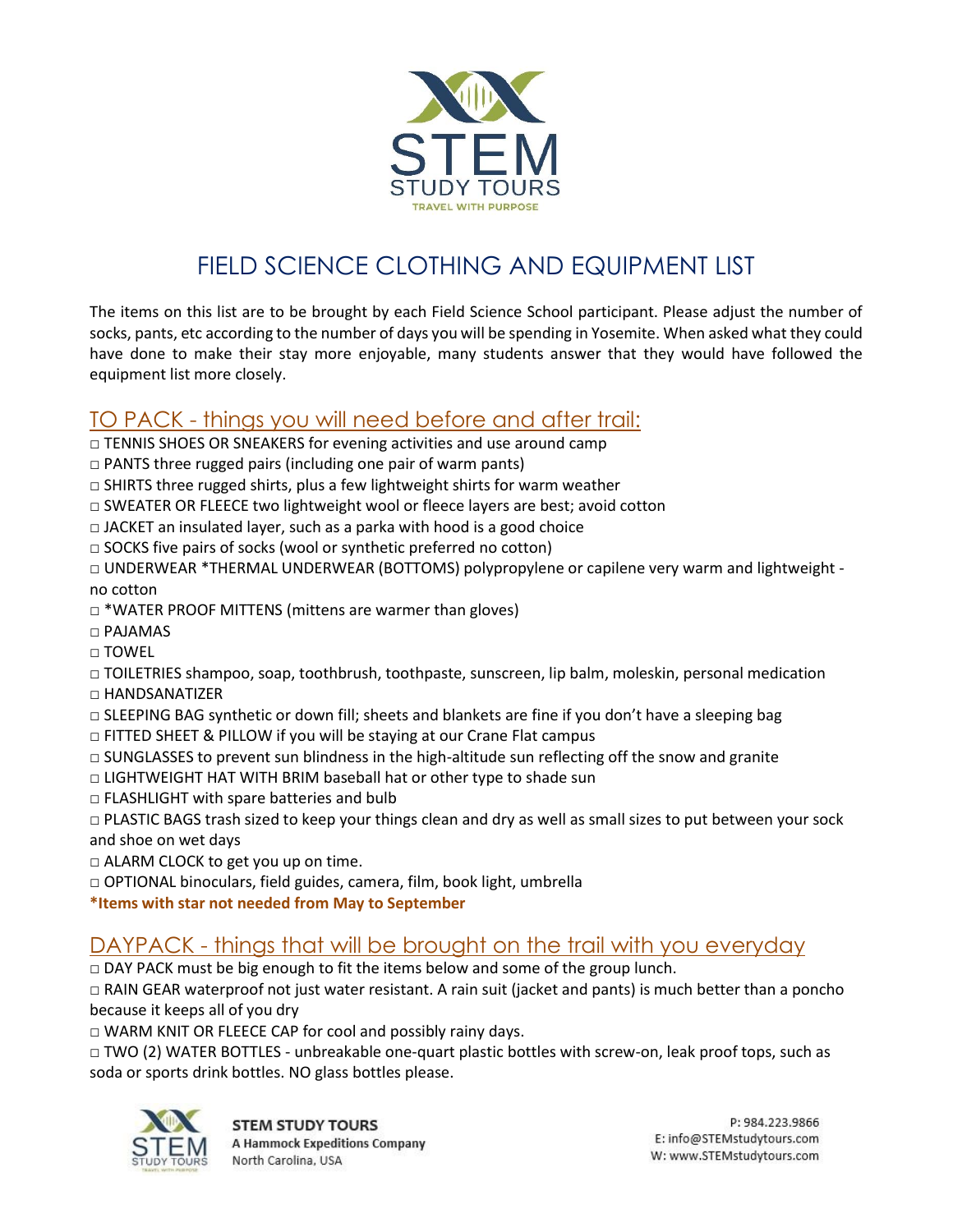STEM

STUDY TOURS

TRAVEL WITH PURPOSE

# FIELD SCIENCE CLOTHING AND EQUIPMENT LIST

The items on this list are to be brought by each Field Science School participant. Please adjust the number of socks, pants, etc according to the number of days you will be spending in Yosemite. When asked what they could have done to make their stay more enjoyable, many students answer that they would have followed the equipment list more closely.

## TO PACK - things you will need before and after trail:

- □ TENNIS SHOES OR SNEAKERS for evening activities and use around camp
- □ PANTS three rugged pairs (including one pair of warm pants)
- □ SHIRTS three rugged shirts, plus a few lightweight shirts for warm weather
- □ SWEATER OR FLEECE two lightweight wool or fleece layers are best; avoid cotton
- □ JACKET an insulated layer, such as a parka with hood is a good choice
- □ SOCKS five pairs of socks (wool or synthetic preferred no cotton)
- □ UNDERWEAR *THERMAL UNDERWEAR (BOTTOMS) polypropylene or capilene very warm and lightweight - no cotton
- □ *WATER PROOF MITTENS (mittens are warmer than gloves)
- □ PAJAMAS
- □ TOWEL
- □ TOILETRIES shampoo, soap, toothbrush, toothpaste, sunscreen, lip balm, moleskin, personal medication
- □ HANDSANATIZER
- □ SLEEPING BAG synthetic or down fill; sheets and blankets are fine if you don't have a sleeping bag
- □ FITTED SHEET & PILLOW if you will be staying at our Crane Flat campus
- □ SUNGLASSES to prevent sun blindness in the high-altitude sun reflecting off the snow and granite
- □ LIGHTWEIGHT HAT WITH BRIM baseball hat or other type to shade sun
- □ FLASHLIGHT with spare batteries and bulb
- □ PLASTIC BAGS trash sized to keep your things clean and dry as well as small sizes to put between your sock and shoe on wet days
- □ ALARM CLOCK to get you up on time.
- □ OPTIONAL binoculars, field guides, camera, film, book light, umbrella

**\*Items with star not needed from May to September**

## DAYPACK - things that will be brought on the trail with you everyday

- □ DAY PACK must be big enough to fit the items below and some of the group lunch.
- □ RAIN GEAR waterproof not just water resistant. A rain suit (jacket and pants) is much better than a poncho because it keeps all of you dry
- □ WARM KNIT OR FLEECE CAP for cool and possibly rainy days.
- □ TWO (2) WATER BOTTLES - unbreakable one-quart plastic bottles with screw-on, leak proof tops, such as soda or sports drink bottles. NO glass bottles please.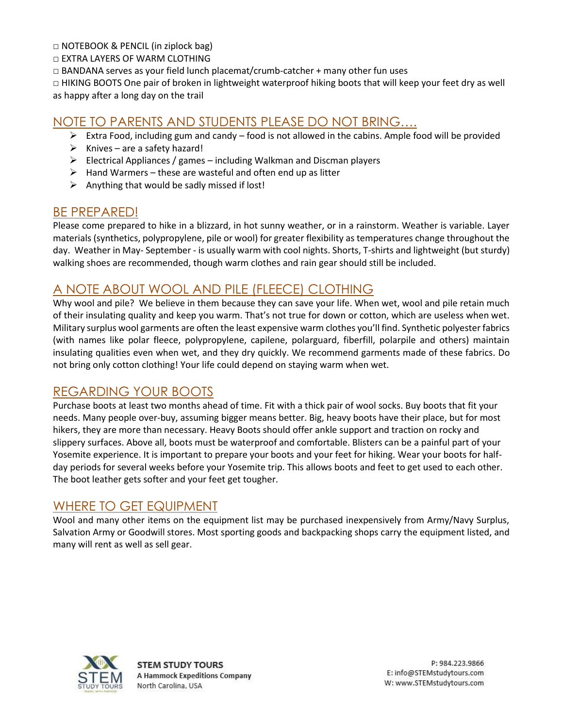□ NOTEBOOK & PENCIL (in ziplock bag)

□ EXTRA LAYERS OF WARM CLOTHING

□ BANDANA serves as your field lunch placemat/crumb-catcher + many other fun uses

□ HIKING BOOTS One pair of broken in lightweight waterproof hiking boots that will keep your feet dry as well as happy after a long day on the trail

## NOTE TO PARENTS AND STUDENTS PLEASE DO NOT BRING….

- Extra Food, including gum and candy – food is not allowed in the cabins. Ample food will be provided
- Knives – are a safety hazard!
- Electrical Appliances / games – including Walkman and Discman players
- Hand Warmers – these are wasteful and often end up as litter
- Anything that would be sadly missed if lost!

## BE PREPARED!

Please come prepared to hike in a blizzard, in hot sunny weather, or in a rainstorm. Weather is variable. Layer materials (synthetics, polypropylene, pile or wool) for greater flexibility as temperatures change throughout the day. Weather in May- September - is usually warm with cool nights. Shorts, T-shirts and lightweight (but sturdy) walking shoes are recommended, though warm clothes and rain gear should still be included.

## A NOTE ABOUT WOOL AND PILE (FLEECE) CLOTHING

Why wool and pile? We believe in them because they can save your life. When wet, wool and pile retain much of their insulating quality and keep you warm. That's not true for down or cotton, which are useless when wet. Military surplus wool garments are often the least expensive warm clothes you'll find. Synthetic polyester fabrics (with names like polar fleece, polypropylene, capilene, polarguard, fiberfill, polarpile and others) maintain insulating qualities even when wet, and they dry quickly. We recommend garments made of these fabrics. Do not bring only cotton clothing! Your life could depend on staying warm when wet.

## REGARDING YOUR BOOTS

Purchase boots at least two months ahead of time. Fit with a thick pair of wool socks. Buy boots that fit your needs. Many people over-buy, assuming bigger means better. Big, heavy boots have their place, but for most hikers, they are more than necessary. Heavy Boots should offer ankle support and traction on rocky and slippery surfaces. Above all, boots must be waterproof and comfortable. Blisters can be a painful part of your Yosemite experience. It is important to prepare your boots and your feet for hiking. Wear your boots for half-day periods for several weeks before your Yosemite trip. This allows boots and feet to get used to each other. The boot leather gets softer and your feet get tougher.

## WHERE TO GET EQUIPMENT

Wool and many other items on the equipment list may be purchased inexpensively from Army/Navy Surplus, Salvation Army or Goodwill stores. Most sporting goods and backpacking shops carry the equipment listed, and many will rent as well as sell gear.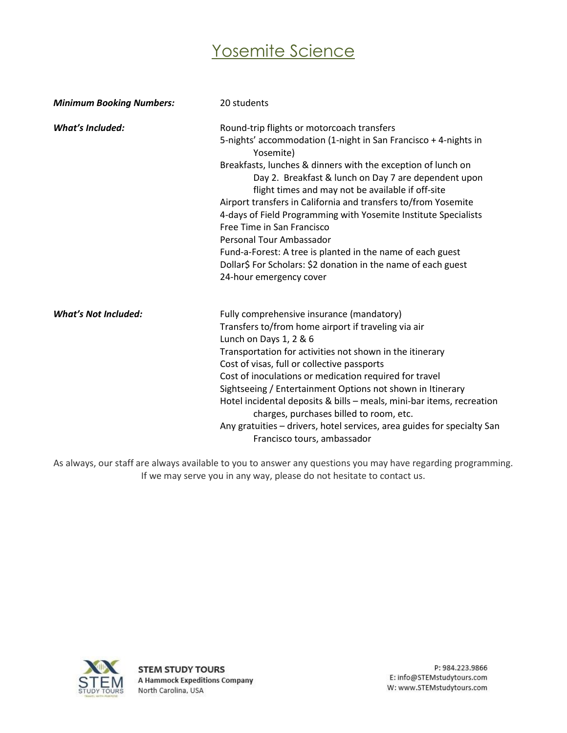# Yosemite Science

| | |
|---|---|
| ***Minimum Booking Numbers:*** | 20 students |
| ***What's Included:*** | Round-trip flights or motorcoach transfers<br>5-nights' accommodation (1-night in San Francisco + 4-nights in Yosemite)<br>Breakfasts, lunches & dinners with the exception of lunch on Day 2. Breakfast & lunch on Day 7 are dependent upon flight times and may not be available if off-site<br>Airport transfers in California and transfers to/from Yosemite<br>4-days of Field Programming with Yosemite Institute Specialists<br>Free Time in San Francisco<br>Personal Tour Ambassador<br>Fund-a-Forest: A tree is planted in the name of each guest<br>Dollar$ For Scholars: $2 donation in the name of each guest<br>24-hour emergency cover |
| ***What's Not Included:*** | Fully comprehensive insurance (mandatory)<br>Transfers to/from home airport if traveling via air<br>Lunch on Days 1, 2 & 6<br>Transportation for activities not shown in the itinerary<br>Cost of visas, full or collective passports<br>Cost of inoculations or medication required for travel<br>Sightseeing / Entertainment Options not shown in Itinerary<br>Hotel incidental deposits & bills – meals, mini-bar items, recreation charges, purchases billed to room, etc.<br>Any gratuities – drivers, hotel services, area guides for specialty San Francisco tours, ambassador |

As always, our staff are always available to you to answer any questions you may have regarding programming. If we may serve you in any way, please do not hesitate to contact us.

**STEM STUDY TOURS**
**A Hammock Expeditions Company**
North Carolina, USA

P: 984.223.9866
E: info@STEMstudytours.com
W: www.STEMstudytours.com